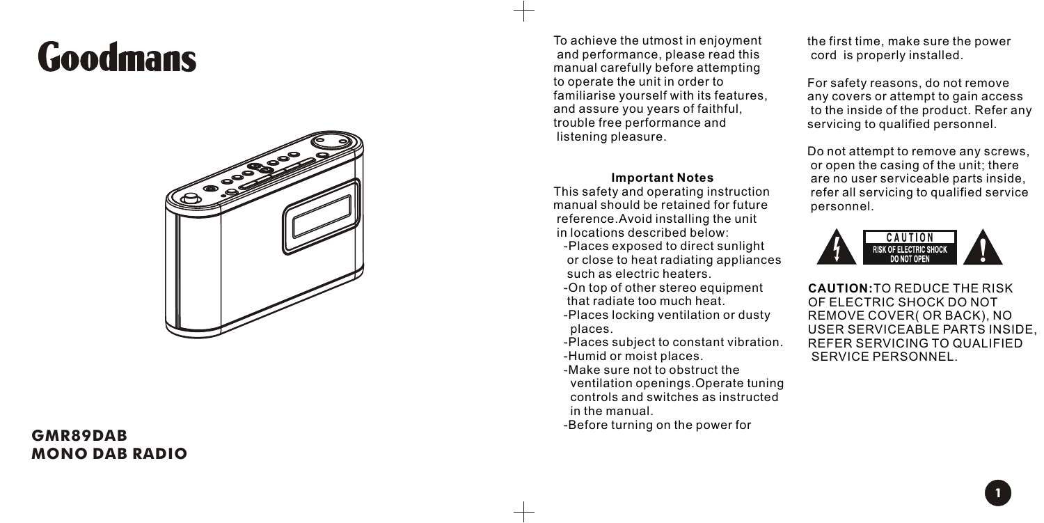# Goodmans

**GMR89DAB**
**MONO DAB RADIO**

To achieve the utmost in enjoyment and performance, please read this manual carefully before attempting to operate the unit in order to familiarise yourself with its features, and assure you years of faithful, trouble free performance and listening pleasure.

**Important Notes**

This safety and operating instruction manual should be retained for future reference.Avoid installing the unit in locations described below:

- -Places exposed to direct sunlight or close to heat radiating appliances such as electric heaters.
- -On top of other stereo equipment that radiate too much heat.
- -Places locking ventilation or dusty places.
- -Places subject to constant vibration.
- -Humid or moist places.
- -Make sure not to obstruct the ventilation openings.Operate tuning controls and switches as instructed in the manual.
- -Before turning on the power for the first time, make sure the power cord is properly installed.

For safety reasons, do not remove any covers or attempt to gain access to the inside of the product. Refer any servicing to qualified personnel.

Do not attempt to remove any screws, or open the casing of the unit; there are no user serviceable parts inside, refer all servicing to qualified service personnel.

CAUTION
RISK OF ELECTRIC SHOCK
DO NOT OPEN

**CAUTION:**TO REDUCE THE RISK OF ELECTRIC SHOCK DO NOT REMOVE COVER( OR BACK), NO USER SERVICEABLE PARTS INSIDE, REFER SERVICING TO QUALIFIED SERVICE PERSONNEL.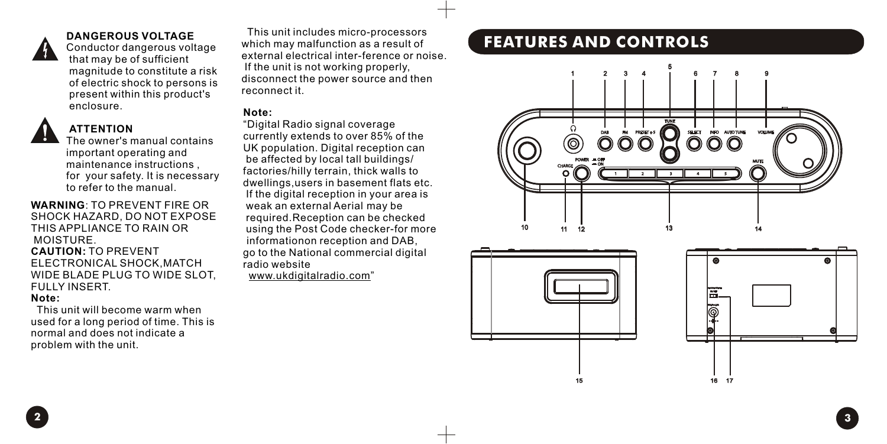### DANGEROUS VOLTAGE

Conductor dangerous voltage that may be of sufficient magnitude to constitute a risk of electric shock to persons is present within this product's enclosure.

### ATTENTION

The owner's manual contains important operating and maintenance instructions , for your safety. It is necessary to refer to the manual.

**WARNING**: TO PREVENT FIRE OR SHOCK HAZARD, DO NOT EXPOSE THIS APPLIANCE TO RAIN OR MOISTURE.

**CAUTION:** TO PREVENT ELECTRONICAL SHOCK,MATCH WIDE BLADE PLUG TO WIDE SLOT, FULLY INSERT.

**Note:**

This unit will become warm when used for a long period of time. This is normal and does not indicate a problem with the unit.

This unit includes micro-processors which may malfunction as a result of external electrical inter-ference or noise. If the unit is not working properly, disconnect the power source and then reconnect it.

**Note:**

"Digital Radio signal coverage currently extends to over 85% of the UK population. Digital reception can be affected by local tall buildings/ factories/hilly terrain, thick walls to dwellings,users in basement flats etc. If the digital reception in your area is weak an external Aerial may be required.Reception can be checked using the Post Code checker-for more informationon reception and DAB, go to the National commercial digital radio website www.ukdigitalradio.com"

## FEATURES AND CONTROLS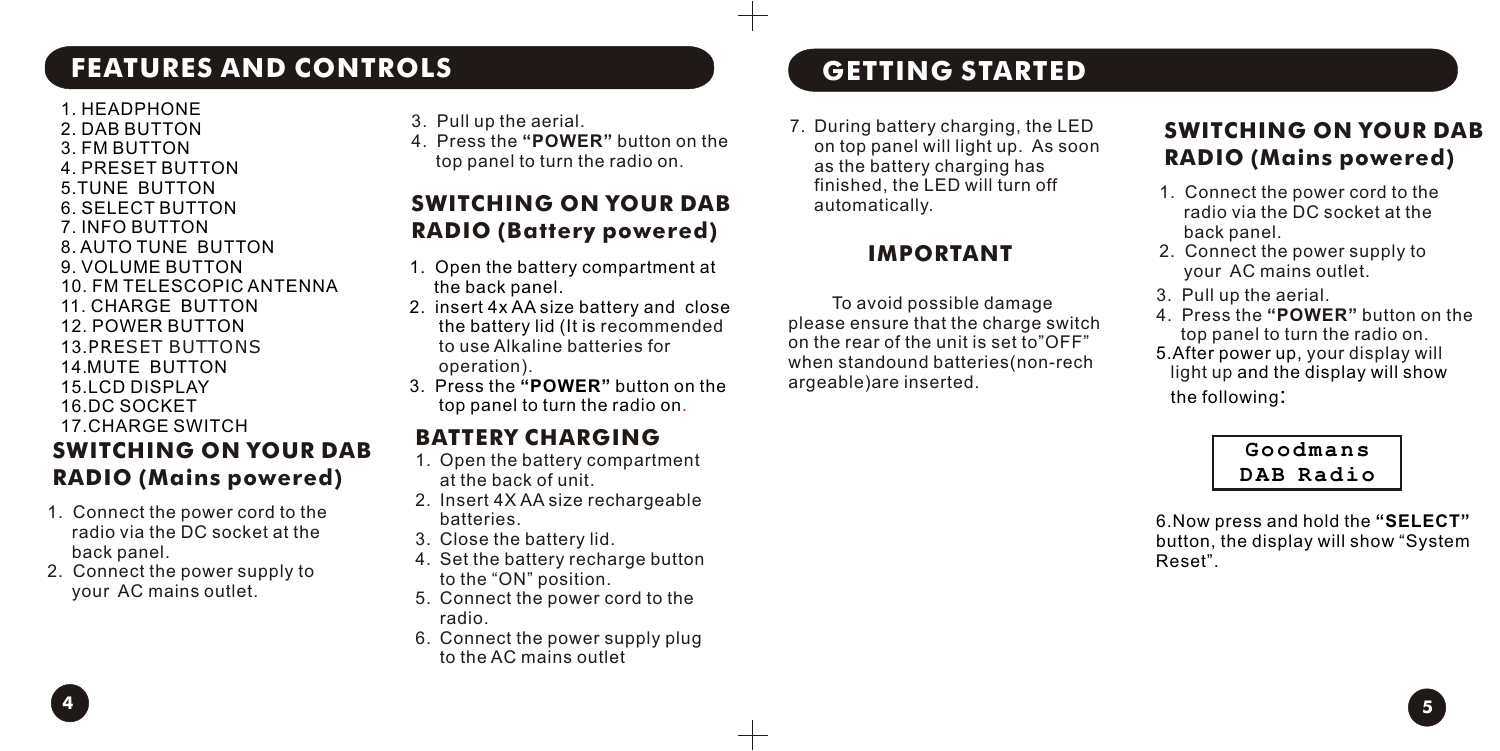## FEATURES AND CONTROLS

1. HEADPHONE
2. DAB BUTTON
3. FM BUTTON
4. PRESET BUTTON
5. TUNE BUTTON
6. SELECT BUTTON
7. INFO BUTTON
8. AUTO TUNE BUTTON
9. VOLUME BUTTON
10. FM TELESCOPIC ANTENNA
11. CHARGE BUTTON
12. POWER BUTTON
13. PRESET BUTTONS
14. MUTE BUTTON
15. LCD DISPLAY
16. DC SOCKET
17. CHARGE SWITCH

### SWITCHING ON YOUR DAB RADIO (Mains powered)

1. Connect the power cord to the radio via the DC socket at the back panel.
2. Connect the power supply to your AC mains outlet.
3. Pull up the aerial.
4. Press the **"POWER"** button on the top panel to turn the radio on.

### SWITCHING ON YOUR DAB RADIO (Battery powered)

1. Open the battery compartment at the back panel.
2. insert 4x AA size battery and close the battery lid (It is recommended to use Alkaline batteries for operation).
3. Press the **"POWER"** button on the top panel to turn the radio on.

### BATTERY CHARGING

1. Open the battery compartment at the back of unit.
2. Insert 4X AA size rechargeable batteries.
3. Close the battery lid.
4. Set the battery recharge button to the "ON" position.
5. Connect the power cord to the radio.
6. Connect the power supply plug to the AC mains outlet
7. During battery charging, the LED on top panel will light up. As soon as the battery charging has finished, the LED will turn off automatically.

### IMPORTANT

To avoid possible damage please ensure that the charge switch on the rear of the unit is set to"OFF" when standound batteries(non-rechargeable)are inserted.

## GETTING STARTED

### SWITCHING ON YOUR DAB RADIO (Mains powered)

1. Connect the power cord to the radio via the DC socket at the back panel.
2. Connect the power supply to your AC mains outlet.
3. Pull up the aerial.
4. Press the **"POWER"** button on the top panel to turn the radio on.
5. After power up, your display will light up and the display will show the following:

```
Goodmans
DAB Radio
```

6. Now press and hold the **"SELECT"** button, the display will show "System Reset".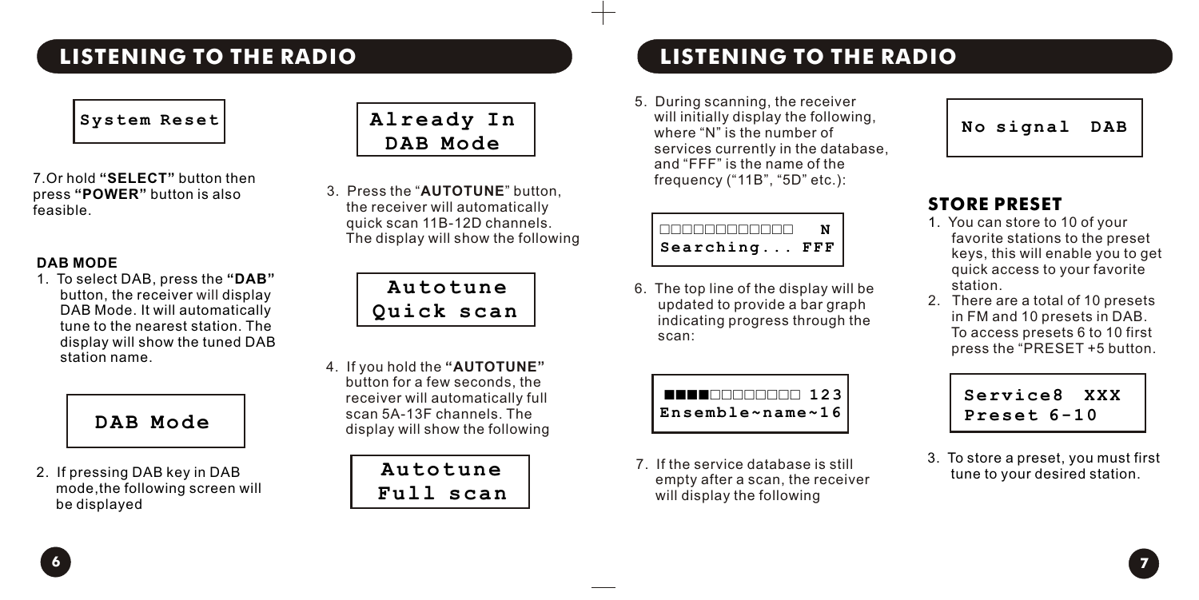# LISTENING TO THE RADIO

```
System Reset
```

7.Or hold **"SELECT"** button then press **"POWER"** button is also feasible.

**DAB MODE**

1. To select DAB, press the **"DAB"** button, the receiver will display DAB Mode. It will automatically tune to the nearest station. The display will show the tuned DAB station name.

```
DAB Mode
```

2. If pressing DAB key in DAB mode,the following screen will be displayed

```
Already In
DAB Mode
```

3. Press the "**AUTOTUNE**" button, the receiver will automatically quick scan 11B-12D channels. The display will show the following

```
Autotune
Quick scan
```

4. If you hold the **"AUTOTUNE"** button for a few seconds, the receiver will automatically full scan 5A-13F channels. The display will show the following

```
Autotune
Full scan
```

# LISTENING TO THE RADIO

5. During scanning, the receiver will initially display the following, where "N" is the number of services currently in the database, and "FFF" is the name of the frequency ("11B", "5D" etc.):

```
□□□□□□□□□□□□   N
Searching... FFF
```

6. The top line of the display will be updated to provide a bar graph indicating progress through the scan:

```
■■■■□□□□□□□□ 123
Ensemble~name~16
```

7. If the service database is still empty after a scan, the receiver will display the following

```
No signal  DAB
```

## STORE PRESET

1. You can store to 10 of your favorite stations to the preset keys, this will enable you to get quick access to your favorite station.
2. There are a total of 10 presets in FM and 10 presets in DAB. To access presets 6 to 10 first press the "PRESET +5 button.

```
Service8  XXX
Preset 6-10
```

3. To store a preset, you must first tune to your desired station.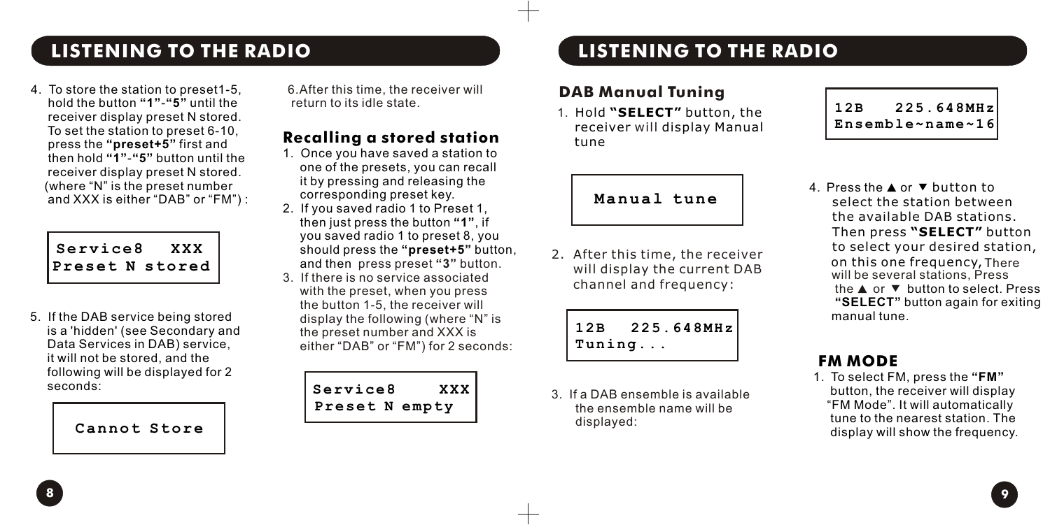## LISTENING TO THE RADIO

4. To store the station to preset1-5, hold the button **"1"**-**"5"** until the receiver display preset N stored. To set the station to preset 6-10, press the **"preset+5"** first and then hold **"1"**-**"5"** button until the receiver display preset N stored. (where "N" is the preset number and XXX is either "DAB" or "FM") :

```
Service8   XXX
Preset N stored
```

5. If the DAB service being stored is a 'hidden' (see Secondary and Data Services in DAB) service, it will not be stored, and the following will be displayed for 2 seconds:

```
Cannot Store
```

6. After this time, the receiver will return to its idle state.

### Recalling a stored station

1. Once you have saved a station to one of the presets, you can recall it by pressing and releasing the corresponding preset key.
2. If you saved radio 1 to Preset 1, then just press the button **"1"**, if you saved radio 1 to preset 8, you should press the **"preset+5"** button, and then press preset **"3"** button.
3. If there is no service associated with the preset, when you press the button 1-5, the receiver will display the following (where "N" is the preset number and XXX is either "DAB" or "FM") for 2 seconds:

```
Service8    XXX
Preset N empty
```

## LISTENING TO THE RADIO

### DAB Manual Tuning

1. Hold **"SELECT"** button, the receiver will display Manual tune

```
Manual tune
```

2. After this time, the receiver will display the current DAB channel and frequency:

```
12B   225.648MHz
Tuning...
```

3. If a DAB ensemble is available the ensemble name will be displayed:

```
12B    225.648MHz
Ensemble~name~16
```

4. Press the ▲ or ▼ button to select the station between the available DAB stations. Then press **"SELECT"** button to select your desired station, on this one frequency, There will be several stations, Press the ▲ or ▼ button to select. Press **"SELECT"** button again for exiting manual tune.

### FM MODE

1. To select FM, press the **"FM"** button, the receiver will display "FM Mode". It will automatically tune to the nearest station. The display will show the frequency.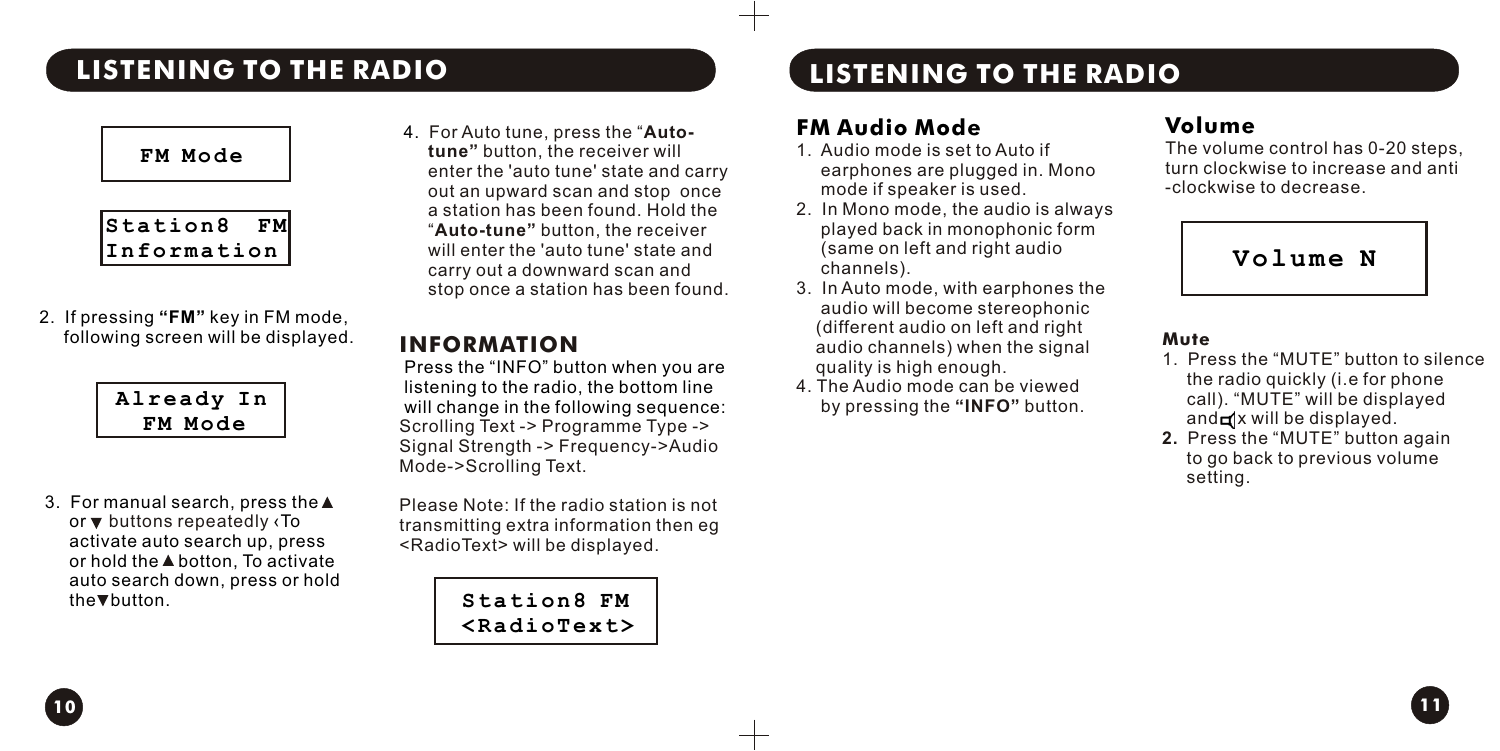## LISTENING TO THE RADIO

```
FM Mode
```

```
Station8  FM
Information
```

2. If pressing **"FM"** key in FM mode, following screen will be displayed.

```
Already In
 FM Mode
```

3. For manual search, press the ▲ or ▼ buttons repeatedly ‹To activate auto search up, press or hold the ▲ botton, To activate auto search down, press or hold the▼button.

4. For Auto tune, press the "**Auto-tune"** button, the receiver will enter the 'auto tune' state and carry out an upward scan and stop once a station has been found. Hold the "**Auto-tune"** button, the receiver will enter the 'auto tune' state and carry out a downward scan and stop once a station has been found.

### INFORMATION

Press the "INFO" button when you are listening to the radio, the bottom line will change in the following sequence: Scrolling Text -> Programme Type -> Signal Strength -> Frequency->Audio Mode->Scrolling Text.

Please Note: If the radio station is not transmitting extra information then eg <RadioText> will be displayed.

```
Station8 FM
<RadioText>
```

## LISTENING TO THE RADIO

### FM Audio Mode

1. Audio mode is set to Auto if earphones are plugged in. Mono mode if speaker is used.
2. In Mono mode, the audio is always played back in monophonic form (same on left and right audio channels).
3. In Auto mode, with earphones the audio will become stereophonic (different audio on left and right audio channels) when the signal quality is high enough.
4. The Audio mode can be viewed by pressing the **"INFO"** button.

### Volume

The volume control has 0-20 steps, turn clockwise to increase and anti -clockwise to decrease.

```
Volume N
```

#### Mute

1. Press the "MUTE" button to silence the radio quickly (i.e for phone call). "MUTE" will be displayed and 🔇x will be displayed.
2. Press the "MUTE" button again to go back to previous volume setting.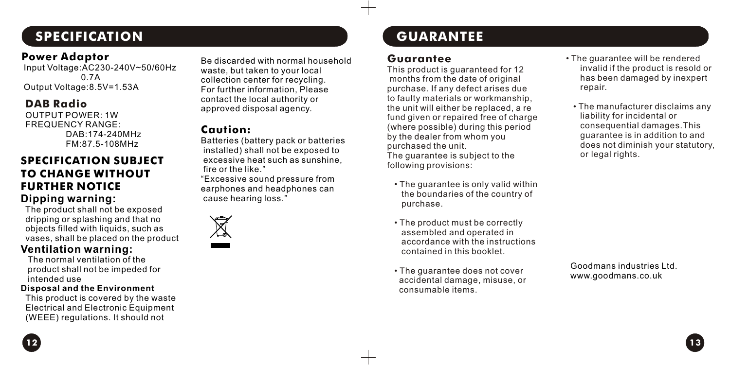# SPECIFICATION

### Power Adaptor

Input Voltage:AC230-240V~50/60Hz 0.7A
Output Voltage:8.5V=1.53A

### DAB Radio

OUTPUT POWER: 1W
FREQUENCY RANGE:
DAB:174-240MHz
FM:87.5-108MHz

## SPECIFICATION SUBJECT TO CHANGE WITHOUT FURTHER NOTICE

### Dipping warning:

The product shall not be exposed dripping or splashing and that no objects filled with liquids, such as vases, shall be placed on the product

### Ventilation warning:

The normal ventilation of the product shall not be impeded for intended use

**Disposal and the Environment**

This product is covered by the waste Electrical and Electronic Equipment (WEEE) regulations. It should not Be discarded with normal household waste, but taken to your local collection center for recycling. For further information, Please contact the local authority or approved disposal agency.

### Caution:

Batteries (battery pack or batteries installed) shall not be exposed to excessive heat such as sunshine, fire or the like."
"Excessive sound pressure from earphones and headphones can cause hearing loss."

# GUARANTEE

### Guarantee

This product is guaranteed for 12 months from the date of original purchase. If any defect arises due to faulty materials or workmanship, the unit will either be replaced, a re fund given or repaired free of charge (where possible) during this period by the dealer from whom you purchased the unit.
The guarantee is subject to the following provisions:

- The guarantee is only valid within the boundaries of the country of purchase.
- The product must be correctly assembled and operated in accordance with the instructions contained in this booklet.
- The guarantee does not cover accidental damage, misuse, or consumable items.
- The guarantee will be rendered invalid if the product is resold or has been damaged by inexpert repair.
- The manufacturer disclaims any liability for incidental or consequential damages.This guarantee is in addition to and does not diminish your statutory, or legal rights.

Goodmans industries Ltd.
www.goodmans.co.uk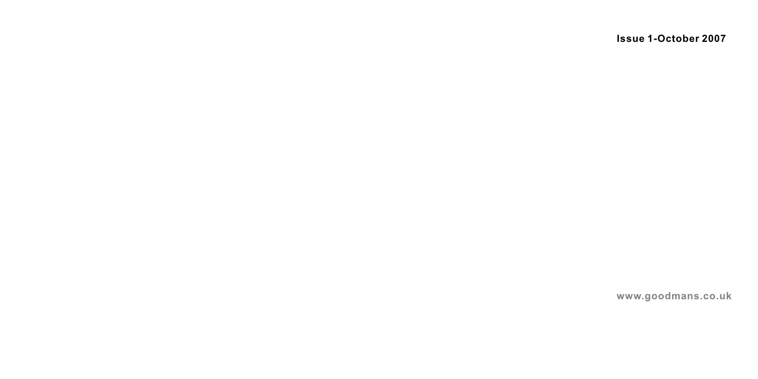**Issue 1-October 2007**

**www.goodmans.co.uk**